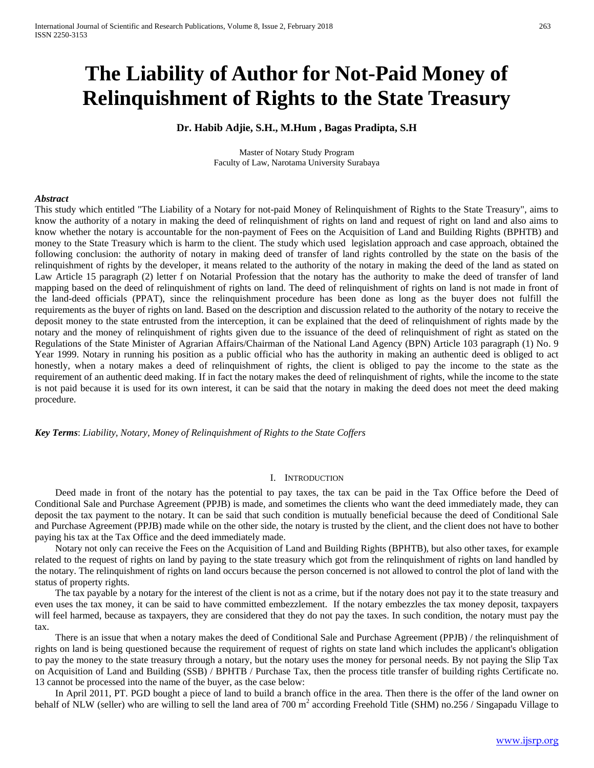# The Liability of Author for Not-Paid Money of Relinquishment of Rights to the State Treasury

**Dr. Habib Adjie, S.H., M.Hum , Bagas Pradipta, S.H**

Master of Notary Study Program
Faculty of Law, Narotama University Surabaya

***Abstract***

This study which entitled "The Liability of a Notary for not-paid Money of Relinquishment of Rights to the State Treasury", aims to know the authority of a notary in making the deed of relinquishment of rights on land and request of right on land and also aims to know whether the notary is accountable for the non-payment of Fees on the Acquisition of Land and Building Rights (BPHTB) and money to the State Treasury which is harm to the client. The study which used legislation approach and case approach, obtained the following conclusion: the authority of notary in making deed of transfer of land rights controlled by the state on the basis of the relinquishment of rights by the developer, it means related to the authority of the notary in making the deed of the land as stated on Law Article 15 paragraph (2) letter f on Notarial Profession that the notary has the authority to make the deed of transfer of land mapping based on the deed of relinquishment of rights on land. The deed of relinquishment of rights on land is not made in front of the land-deed officials (PPAT), since the relinquishment procedure has been done as long as the buyer does not fulfill the requirements as the buyer of rights on land. Based on the description and discussion related to the authority of the notary to receive the deposit money to the state entrusted from the interception, it can be explained that the deed of relinquishment of rights made by the notary and the money of relinquishment of rights given due to the issuance of the deed of relinquishment of right as stated on the Regulations of the State Minister of Agrarian Affairs/Chairman of the National Land Agency (BPN) Article 103 paragraph (1) No. 9 Year 1999. Notary in running his position as a public official who has the authority in making an authentic deed is obliged to act honestly, when a notary makes a deed of relinquishment of rights, the client is obliged to pay the income to the state as the requirement of an authentic deed making. If in fact the notary makes the deed of relinquishment of rights, while the income to the state is not paid because it is used for its own interest, it can be said that the notary in making the deed does not meet the deed making procedure.

***Key Terms***: *Liability, Notary, Money of Relinquishment of Rights to the State Coffers*

## I. Introduction

Deed made in front of the notary has the potential to pay taxes, the tax can be paid in the Tax Office before the Deed of Conditional Sale and Purchase Agreement (PPJB) is made, and sometimes the clients who want the deed immediately made, they can deposit the tax payment to the notary. It can be said that such condition is mutually beneficial because the deed of Conditional Sale and Purchase Agreement (PPJB) made while on the other side, the notary is trusted by the client, and the client does not have to bother paying his tax at the Tax Office and the deed immediately made.

Notary not only can receive the Fees on the Acquisition of Land and Building Rights (BPHTB), but also other taxes, for example related to the request of rights on land by paying to the state treasury which got from the relinquishment of rights on land handled by the notary. The relinquishment of rights on land occurs because the person concerned is not allowed to control the plot of land with the status of property rights.

The tax payable by a notary for the interest of the client is not as a crime, but if the notary does not pay it to the state treasury and even uses the tax money, it can be said to have committed embezzlement. If the notary embezzles the tax money deposit, taxpayers will feel harmed, because as taxpayers, they are considered that they do not pay the taxes. In such condition, the notary must pay the tax.

There is an issue that when a notary makes the deed of Conditional Sale and Purchase Agreement (PPJB) / the relinquishment of rights on land is being questioned because the requirement of request of rights on state land which includes the applicant's obligation to pay the money to the state treasury through a notary, but the notary uses the money for personal needs. By not paying the Slip Tax on Acquisition of Land and Building (SSB) / BPHTB / Purchase Tax, then the process title transfer of building rights Certificate no. 13 cannot be processed into the name of the buyer, as the case below:

In April 2011, PT. PGD bought a piece of land to build a branch office in the area. Then there is the offer of the land owner on behalf of NLW (seller) who are willing to sell the land area of 700 m$^2$ according Freehold Title (SHM) no.256 / Singapadu Village to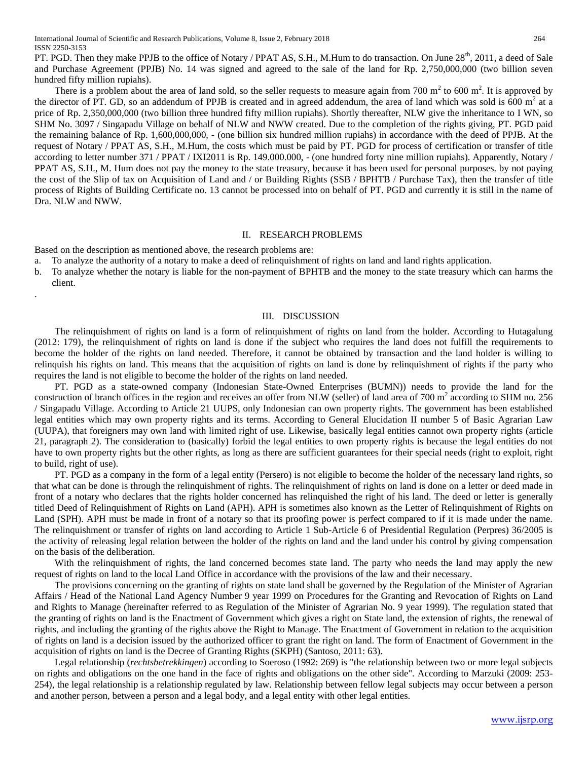PT. PGD. Then they make PPJB to the office of Notary / PPAT AS, S.H., M.Hum to do transaction. On June 28th, 2011, a deed of Sale and Purchase Agreement (PPJB) No. 14 was signed and agreed to the sale of the land for Rp. 2,750,000,000 (two billion seven hundred fifty million rupiahs).

There is a problem about the area of land sold, so the seller requests to measure again from 700 m$^2$ to 600 m$^2$. It is approved by the director of PT. GD, so an addendum of PPJB is created and in agreed addendum, the area of land which was sold is 600 m$^2$ at a price of Rp. 2,350,000,000 (two billion three hundred fifty million rupiahs). Shortly thereafter, NLW give the inheritance to I WN, so SHM No. 3097 / Singapadu Village on behalf of NLW and NWW created. Due to the completion of the rights giving, PT. PGD paid the remaining balance of Rp. 1,600,000,000, - (one billion six hundred million rupiahs) in accordance with the deed of PPJB. At the request of Notary / PPAT AS, S.H., M.Hum, the costs which must be paid by PT. PGD for process of certification or transfer of title according to letter number 371 / PPAT / IXI2011 is Rp. 149.000.000, - (one hundred forty nine million rupiahs). Apparently, Notary / PPAT AS, S.H., M. Hum does not pay the money to the state treasury, because it has been used for personal purposes. by not paying the cost of the Slip of tax on Acquisition of Land and / or Building Rights (SSB / BPHTB / Purchase Tax), then the transfer of title process of Rights of Building Certificate no. 13 cannot be processed into on behalf of PT. PGD and currently it is still in the name of Dra. NLW and NWW.

## II. RESEARCH PROBLEMS

Based on the description as mentioned above, the research problems are:

a. To analyze the authority of a notary to make a deed of relinquishment of rights on land and land rights application.
b. To analyze whether the notary is liable for the non-payment of BPHTB and the money to the state treasury which can harms the client.

.

## III. DISCUSSION

The relinquishment of rights on land is a form of relinquishment of rights on land from the holder. According to Hutagalung (2012: 179), the relinquishment of rights on land is done if the subject who requires the land does not fulfill the requirements to become the holder of the rights on land needed. Therefore, it cannot be obtained by transaction and the land holder is willing to relinquish his rights on land. This means that the acquisition of rights on land is done by relinquishment of rights if the party who requires the land is not eligible to become the holder of the rights on land needed.

PT. PGD as a state-owned company (Indonesian State-Owned Enterprises (BUMN)) needs to provide the land for the construction of branch offices in the region and receives an offer from NLW (seller) of land area of 700 m$^2$ according to SHM no. 256 / Singapadu Village. According to Article 21 UUPS, only Indonesian can own property rights. The government has been established legal entities which may own property rights and its terms. According to General Elucidation II number 5 of Basic Agrarian Law (UUPA), that foreigners may own land with limited right of use. Likewise, basically legal entities cannot own property rights (article 21, paragraph 2). The consideration to (basically) forbid the legal entities to own property rights is because the legal entities do not have to own property rights but the other rights, as long as there are sufficient guarantees for their special needs (right to exploit, right to build, right of use).

PT. PGD as a company in the form of a legal entity (Persero) is not eligible to become the holder of the necessary land rights, so that what can be done is through the relinquishment of rights. The relinquishment of rights on land is done on a letter or deed made in front of a notary who declares that the rights holder concerned has relinquished the right of his land. The deed or letter is generally titled Deed of Relinquishment of Rights on Land (APH). APH is sometimes also known as the Letter of Relinquishment of Rights on Land (SPH). APH must be made in front of a notary so that its proofing power is perfect compared to if it is made under the name. The relinquishment or transfer of rights on land according to Article 1 Sub-Article 6 of Presidential Regulation (Perpres) 36/2005 is the activity of releasing legal relation between the holder of the rights on land and the land under his control by giving compensation on the basis of the deliberation.

With the relinquishment of rights, the land concerned becomes state land. The party who needs the land may apply the new request of rights on land to the local Land Office in accordance with the provisions of the law and their necessary.

The provisions concerning on the granting of rights on state land shall be governed by the Regulation of the Minister of Agrarian Affairs / Head of the National Land Agency Number 9 year 1999 on Procedures for the Granting and Revocation of Rights on Land and Rights to Manage (hereinafter referred to as Regulation of the Minister of Agrarian No. 9 year 1999). The regulation stated that the granting of rights on land is the Enactment of Government which gives a right on State land, the extension of rights, the renewal of rights, and including the granting of the rights above the Right to Manage. The Enactment of Government in relation to the acquisition of rights on land is a decision issued by the authorized officer to grant the right on land. The form of Enactment of Government in the acquisition of rights on land is the Decree of Granting Rights (SKPH) (Santoso, 2011: 63).

Legal relationship (*rechtsbetrekkingen*) according to Soeroso (1992: 269) is "the relationship between two or more legal subjects on rights and obligations on the one hand in the face of rights and obligations on the other side". According to Marzuki (2009: 253-254), the legal relationship is a relationship regulated by law. Relationship between fellow legal subjects may occur between a person and another person, between a person and a legal body, and a legal entity with other legal entities.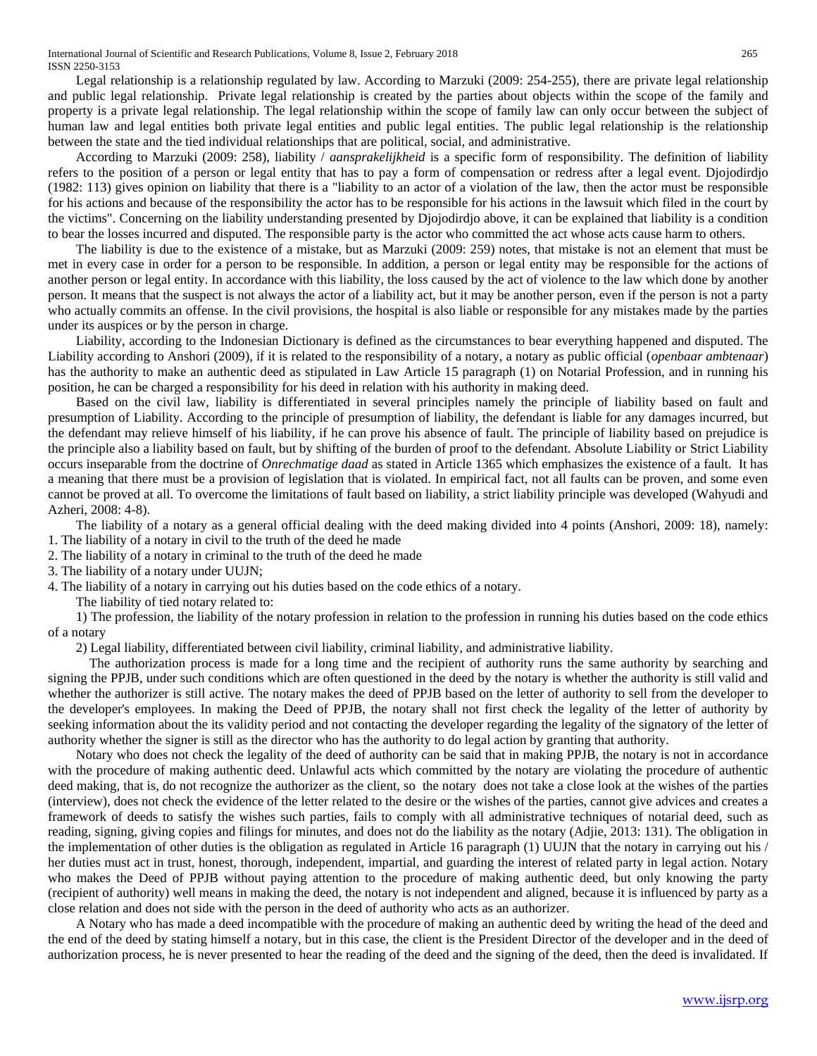Legal relationship is a relationship regulated by law. According to Marzuki (2009: 254-255), there are private legal relationship and public legal relationship. Private legal relationship is created by the parties about objects within the scope of the family and property is a private legal relationship. The legal relationship within the scope of family law can only occur between the subject of human law and legal entities both private legal entities and public legal entities. The public legal relationship is the relationship between the state and the tied individual relationships that are political, social, and administrative.

According to Marzuki (2009: 258), liability / *aansprakelijkheid* is a specific form of responsibility. The definition of liability refers to the position of a person or legal entity that has to pay a form of compensation or redress after a legal event. Djojodirdjo (1982: 113) gives opinion on liability that there is a "liability to an actor of a violation of the law, then the actor must be responsible for his actions and because of the responsibility the actor has to be responsible for his actions in the lawsuit which filed in the court by the victims". Concerning on the liability understanding presented by Djojodirdjo above, it can be explained that liability is a condition to bear the losses incurred and disputed. The responsible party is the actor who committed the act whose acts cause harm to others.

The liability is due to the existence of a mistake, but as Marzuki (2009: 259) notes, that mistake is not an element that must be met in every case in order for a person to be responsible. In addition, a person or legal entity may be responsible for the actions of another person or legal entity. In accordance with this liability, the loss caused by the act of violence to the law which done by another person. It means that the suspect is not always the actor of a liability act, but it may be another person, even if the person is not a party who actually commits an offense. In the civil provisions, the hospital is also liable or responsible for any mistakes made by the parties under its auspices or by the person in charge.

Liability, according to the Indonesian Dictionary is defined as the circumstances to bear everything happened and disputed. The Liability according to Anshori (2009), if it is related to the responsibility of a notary, a notary as public official (*openbaar ambtenaar*) has the authority to make an authentic deed as stipulated in Law Article 15 paragraph (1) on Notarial Profession, and in running his position, he can be charged a responsibility for his deed in relation with his authority in making deed.

Based on the civil law, liability is differentiated in several principles namely the principle of liability based on fault and presumption of Liability. According to the principle of presumption of liability, the defendant is liable for any damages incurred, but the defendant may relieve himself of his liability, if he can prove his absence of fault. The principle of liability based on prejudice is the principle also a liability based on fault, but by shifting of the burden of proof to the defendant. Absolute Liability or Strict Liability occurs inseparable from the doctrine of *Onrechmatige daad* as stated in Article 1365 which emphasizes the existence of a fault. It has a meaning that there must be a provision of legislation that is violated. In empirical fact, not all faults can be proven, and some even cannot be proved at all. To overcome the limitations of fault based on liability, a strict liability principle was developed (Wahyudi and Azheri, 2008: 4-8).

The liability of a notary as a general official dealing with the deed making divided into 4 points (Anshori, 2009: 18), namely:

1. The liability of a notary in civil to the truth of the deed he made
2. The liability of a notary in criminal to the truth of the deed he made
3. The liability of a notary under UUJN;
4. The liability of a notary in carrying out his duties based on the code ethics of a notary.

The liability of tied notary related to:

1) The profession, the liability of the notary profession in relation to the profession in running his duties based on the code ethics of a notary

2) Legal liability, differentiated between civil liability, criminal liability, and administrative liability.

The authorization process is made for a long time and the recipient of authority runs the same authority by searching and signing the PPJB, under such conditions which are often questioned in the deed by the notary is whether the authority is still valid and whether the authorizer is still active. The notary makes the deed of PPJB based on the letter of authority to sell from the developer to the developer's employees. In making the Deed of PPJB, the notary shall not first check the legality of the letter of authority by seeking information about the its validity period and not contacting the developer regarding the legality of the signatory of the letter of authority whether the signer is still as the director who has the authority to do legal action by granting that authority.

Notary who does not check the legality of the deed of authority can be said that in making PPJB, the notary is not in accordance with the procedure of making authentic deed. Unlawful acts which committed by the notary are violating the procedure of authentic deed making, that is, do not recognize the authorizer as the client, so the notary does not take a close look at the wishes of the parties (interview), does not check the evidence of the letter related to the desire or the wishes of the parties, cannot give advices and creates a framework of deeds to satisfy the wishes such parties, fails to comply with all administrative techniques of notarial deed, such as reading, signing, giving copies and filings for minutes, and does not do the liability as the notary (Adjie, 2013: 131). The obligation in the implementation of other duties is the obligation as regulated in Article 16 paragraph (1) UUJN that the notary in carrying out his / her duties must act in trust, honest, thorough, independent, impartial, and guarding the interest of related party in legal action. Notary who makes the Deed of PPJB without paying attention to the procedure of making authentic deed, but only knowing the party (recipient of authority) well means in making the deed, the notary is not independent and aligned, because it is influenced by party as a close relation and does not side with the person in the deed of authority who acts as an authorizer.

A Notary who has made a deed incompatible with the procedure of making an authentic deed by writing the head of the deed and the end of the deed by stating himself a notary, but in this case, the client is the President Director of the developer and in the deed of authorization process, he is never presented to hear the reading of the deed and the signing of the deed, then the deed is invalidated. If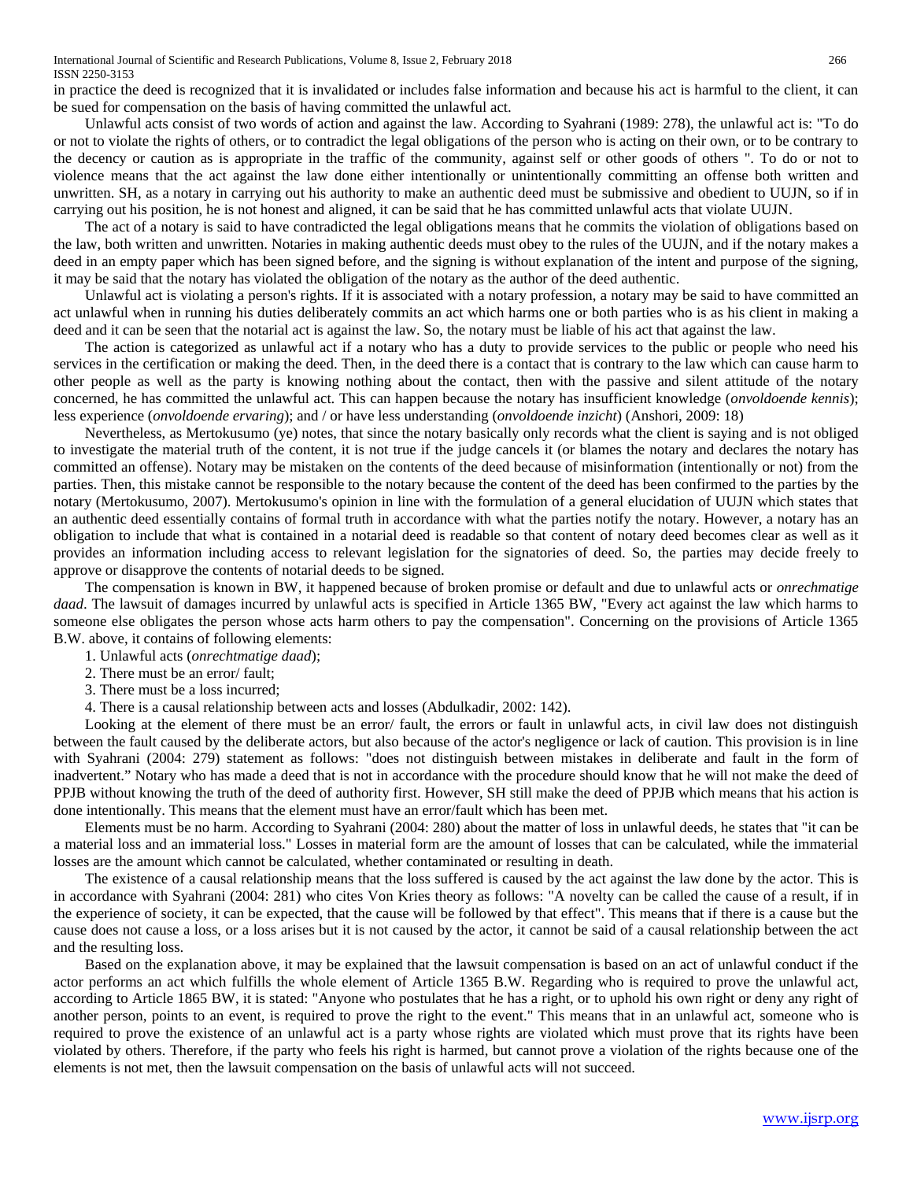in practice the deed is recognized that it is invalidated or includes false information and because his act is harmful to the client, it can be sued for compensation on the basis of having committed the unlawful act.

Unlawful acts consist of two words of action and against the law. According to Syahrani (1989: 278), the unlawful act is: "To do or not to violate the rights of others, or to contradict the legal obligations of the person who is acting on their own, or to be contrary to the decency or caution as is appropriate in the traffic of the community, against self or other goods of others ". To do or not to violence means that the act against the law done either intentionally or unintentionally committing an offense both written and unwritten. SH, as a notary in carrying out his authority to make an authentic deed must be submissive and obedient to UUJN, so if in carrying out his position, he is not honest and aligned, it can be said that he has committed unlawful acts that violate UUJN.

The act of a notary is said to have contradicted the legal obligations means that he commits the violation of obligations based on the law, both written and unwritten. Notaries in making authentic deeds must obey to the rules of the UUJN, and if the notary makes a deed in an empty paper which has been signed before, and the signing is without explanation of the intent and purpose of the signing, it may be said that the notary has violated the obligation of the notary as the author of the deed authentic.

Unlawful act is violating a person's rights. If it is associated with a notary profession, a notary may be said to have committed an act unlawful when in running his duties deliberately commits an act which harms one or both parties who is as his client in making a deed and it can be seen that the notarial act is against the law. So, the notary must be liable of his act that against the law.

The action is categorized as unlawful act if a notary who has a duty to provide services to the public or people who need his services in the certification or making the deed. Then, in the deed there is a contact that is contrary to the law which can cause harm to other people as well as the party is knowing nothing about the contact, then with the passive and silent attitude of the notary concerned, he has committed the unlawful act. This can happen because the notary has insufficient knowledge (*onvoldoende kennis*); less experience (*onvoldoende ervaring*); and / or have less understanding (*onvoldoende inzicht*) (Anshori, 2009: 18)

Nevertheless, as Mertokusumo (ye) notes, that since the notary basically only records what the client is saying and is not obliged to investigate the material truth of the content, it is not true if the judge cancels it (or blames the notary and declares the notary has committed an offense). Notary may be mistaken on the contents of the deed because of misinformation (intentionally or not) from the parties. Then, this mistake cannot be responsible to the notary because the content of the deed has been confirmed to the parties by the notary (Mertokusumo, 2007). Mertokusumo's opinion in line with the formulation of a general elucidation of UUJN which states that an authentic deed essentially contains of formal truth in accordance with what the parties notify the notary. However, a notary has an obligation to include that what is contained in a notarial deed is readable so that content of notary deed becomes clear as well as it provides an information including access to relevant legislation for the signatories of deed. So, the parties may decide freely to approve or disapprove the contents of notarial deeds to be signed.

The compensation is known in BW, it happened because of broken promise or default and due to unlawful acts or *onrechmatige daad*. The lawsuit of damages incurred by unlawful acts is specified in Article 1365 BW, "Every act against the law which harms to someone else obligates the person whose acts harm others to pay the compensation". Concerning on the provisions of Article 1365 B.W. above, it contains of following elements:

1. Unlawful acts (*onrechtmatige daad*);
2. There must be an error/ fault;
3. There must be a loss incurred;
4. There is a causal relationship between acts and losses (Abdulkadir, 2002: 142).

Looking at the element of there must be an error/ fault, the errors or fault in unlawful acts, in civil law does not distinguish between the fault caused by the deliberate actors, but also because of the actor's negligence or lack of caution. This provision is in line with Syahrani (2004: 279) statement as follows: "does not distinguish between mistakes in deliberate and fault in the form of inadvertent." Notary who has made a deed that is not in accordance with the procedure should know that he will not make the deed of PPJB without knowing the truth of the deed of authority first. However, SH still make the deed of PPJB which means that his action is done intentionally. This means that the element must have an error/fault which has been met.

Elements must be no harm. According to Syahrani (2004: 280) about the matter of loss in unlawful deeds, he states that "it can be a material loss and an immaterial loss." Losses in material form are the amount of losses that can be calculated, while the immaterial losses are the amount which cannot be calculated, whether contaminated or resulting in death.

The existence of a causal relationship means that the loss suffered is caused by the act against the law done by the actor. This is in accordance with Syahrani (2004: 281) who cites Von Kries theory as follows: "A novelty can be called the cause of a result, if in the experience of society, it can be expected, that the cause will be followed by that effect". This means that if there is a cause but the cause does not cause a loss, or a loss arises but it is not caused by the actor, it cannot be said of a causal relationship between the act and the resulting loss.

Based on the explanation above, it may be explained that the lawsuit compensation is based on an act of unlawful conduct if the actor performs an act which fulfills the whole element of Article 1365 B.W. Regarding who is required to prove the unlawful act, according to Article 1865 BW, it is stated: "Anyone who postulates that he has a right, or to uphold his own right or deny any right of another person, points to an event, is required to prove the right to the event." This means that in an unlawful act, someone who is required to prove the existence of an unlawful act is a party whose rights are violated which must prove that its rights have been violated by others. Therefore, if the party who feels his right is harmed, but cannot prove a violation of the rights because one of the elements is not met, then the lawsuit compensation on the basis of unlawful acts will not succeed.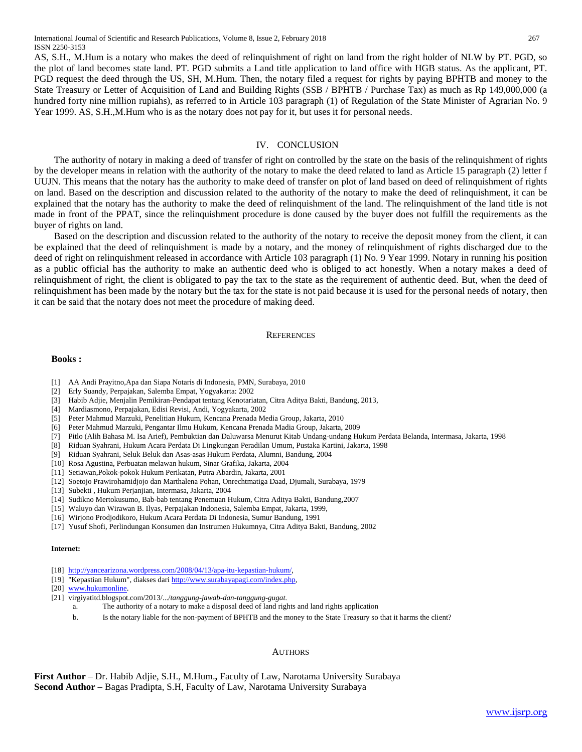AS, S.H., M.Hum is a notary who makes the deed of relinquishment of right on land from the right holder of NLW by PT. PGD, so the plot of land becomes state land. PT. PGD submits a Land title application to land office with HGB status. As the applicant, PT. PGD request the deed through the US, SH, M.Hum. Then, the notary filed a request for rights by paying BPHTB and money to the State Treasury or Letter of Acquisition of Land and Building Rights (SSB / BPHTB / Purchase Tax) as much as Rp 149,000,000 (a hundred forty nine million rupiahs), as referred to in Article 103 paragraph (1) of Regulation of the State Minister of Agrarian No. 9 Year 1999. AS, S.H.,M.Hum who is as the notary does not pay for it, but uses it for personal needs.

## IV. CONCLUSION

The authority of notary in making a deed of transfer of right on controlled by the state on the basis of the relinquishment of rights by the developer means in relation with the authority of the notary to make the deed related to land as Article 15 paragraph (2) letter f UUJN. This means that the notary has the authority to make deed of transfer on plot of land based on deed of relinquishment of rights on land. Based on the description and discussion related to the authority of the notary to make the deed of relinquishment, it can be explained that the notary has the authority to make the deed of relinquishment of the land. The relinquishment of the land title is not made in front of the PPAT, since the relinquishment procedure is done caused by the buyer does not fulfill the requirements as the buyer of rights on land.

Based on the description and discussion related to the authority of the notary to receive the deposit money from the client, it can be explained that the deed of relinquishment is made by a notary, and the money of relinquishment of rights discharged due to the deed of right on relinquishment released in accordance with Article 103 paragraph (1) No. 9 Year 1999. Notary in running his position as a public official has the authority to make an authentic deed who is obliged to act honestly. When a notary makes a deed of relinquishment of right, the client is obligated to pay the tax to the state as the requirement of authentic deed. But, when the deed of relinquishment has been made by the notary but the tax for the state is not paid because it is used for the personal needs of notary, then it can be said that the notary does not meet the procedure of making deed.

## REFERENCES

**Books :**

[1] AA Andi Prayitno,Apa dan Siapa Notaris di Indonesia, PMN, Surabaya, 2010
[2] Erly Suandy, Perpajakan, Salemba Empat, Yogyakarta: 2002
[3] Habib Adjie, Menjalin Pemikiran-Pendapat tentang Kenotariatan, Citra Aditya Bakti, Bandung, 2013,
[4] Mardiasmono, Perpajakan, Edisi Revisi, Andi, Yogyakarta, 2002
[5] Peter Mahmud Marzuki, Penelitian Hukum, Kencana Prenada Media Group, Jakarta, 2010
[6] Peter Mahmud Marzuki, Pengantar Ilmu Hukum, Kencana Prenada Madia Group, Jakarta, 2009
[7] Pitlo (Alih Bahasa M. Isa Arief), Pembuktian dan Daluwarsa Menurut Kitab Undang-undang Hukum Perdata Belanda, Intermasa, Jakarta, 1998
[8] Riduan Syahrani, Hukum Acara Perdata Di Lingkungan Peradilan Umum, Pustaka Kartini, Jakarta, 1998
[9] Riduan Syahrani, Seluk Beluk dan Asas-asas Hukum Perdata, Alumni, Bandung, 2004
[10] Rosa Agustina, Perbuatan melawan hukum, Sinar Grafika, Jakarta, 2004
[11] Setiawan,Pokok-pokok Hukum Perikatan, Putra Abardin, Jakarta, 2001
[12] Soetojo Prawirohamidjojo dan Marthalena Pohan, Onrechtmatiga Daad, Djumali, Surabaya, 1979
[13] Subekti , Hukum Perjanjian, Intermasa, Jakarta, 2004
[14] Sudikno Mertokusumo, Bab-bab tentang Penemuan Hukum, Citra Aditya Bakti, Bandung,2007
[15] Waluyo dan Wirawan B. Ilyas, Perpajakan Indonesia, Salemba Empat, Jakarta, 1999,
[16] Wirjono Prodjodikoro, Hukum Acara Perdata Di Indonesia, Sumur Bandung, 1991
[17] Yusuf Shofi, Perlindungan Konsumen dan Instrumen Hukumnya, Citra Aditya Bakti, Bandung, 2002

**Internet:**

[18] http://yancearizona.wordpress.com/2008/04/13/apa-itu-kepastian-hukum/,
[19] "Kepastian Hukum", diakses dari http://www.surabayapagi.com/index.php,
[20] www.hukumonline.
[21] virgiyatitd.blogspot.com/2013/.../*tanggung-jawab-dan-tanggung-gugat.*

a. The authority of a notary to make a disposal deed of land rights and land rights application

b. Is the notary liable for the non-payment of BPHTB and the money to the State Treasury so that it harms the client?

## AUTHORS

**First Author** – Dr. Habib Adjie, S.H., M.Hum.**,** Faculty of Law, Narotama University Surabaya
**Second Author** – Bagas Pradipta, S.H, Faculty of Law, Narotama University Surabaya